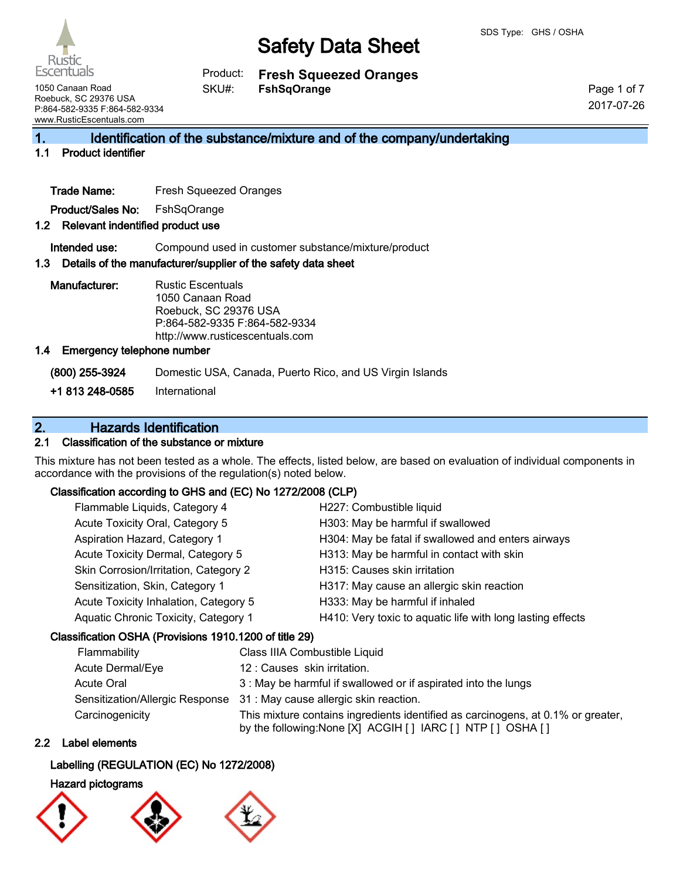# Safety Data Sheet

SDS Type: GHS / OSHA

Rustic Escentuals
1050 Canaan Road
Roebuck, SC 29376 USA
P:864-582-9335 F:864-582-9334
www.RusticEscentuals.com

Product: **Fresh Squeezed Oranges**
SKU#: **FshSqOrange**

2017-07-26

## 1. Identification of the substance/mixture and of the company/undertaking

### 1.1 Product identifier

**Trade Name:** Fresh Squeezed Oranges

**Product/Sales No:** FshSqOrange

### 1.2 Relevant indentified product use

**Intended use:** Compound used in customer substance/mixture/product

### 1.3 Details of the manufacturer/supplier of the safety data sheet

**Manufacturer:** Rustic Escentuals
1050 Canaan Road
Roebuck, SC 29376 USA
P:864-582-9335 F:864-582-9334
http://www.rusticescentuals.com

### 1.4 Emergency telephone number

**(800) 255-3924** Domestic USA, Canada, Puerto Rico, and US Virgin Islands

**+1 813 248-0585** International

## 2. Hazards Identification

### 2.1 Classification of the substance or mixture

This mixture has not been tested as a whole. The effects, listed below, are based on evaluation of individual components in accordance with the provisions of the regulation(s) noted below.

**Classification according to GHS and (EC) No 1272/2008 (CLP)**

| | |
|---|---|
| Flammable Liquids, Category 4 | H227: Combustible liquid |
| Acute Toxicity Oral, Category 5 | H303: May be harmful if swallowed |
| Aspiration Hazard, Category 1 | H304: May be fatal if swallowed and enters airways |
| Acute Toxicity Dermal, Category 5 | H313: May be harmful in contact with skin |
| Skin Corrosion/Irritation, Category 2 | H315: Causes skin irritation |
| Sensitization, Skin, Category 1 | H317: May cause an allergic skin reaction |
| Acute Toxicity Inhalation, Category 5 | H333: May be harmful if inhaled |
| Aquatic Chronic Toxicity, Category 1 | H410: Very toxic to aquatic life with long lasting effects |

**Classification OSHA (Provisions 1910.1200 of title 29)**

| | |
|---|---|
| Flammability | Class IIIA Combustible Liquid |
| Acute Dermal/Eye | 12 : Causes skin irritation. |
| Acute Oral | 3 : May be harmful if swallowed or if aspirated into the lungs |
| Sensitization/Allergic Response | 31 : May cause allergic skin reaction. |
| Carcinogenicity | This mixture contains ingredients identified as carcinogens, at 0.1% or greater, by the following:None [X] ACGIH [ ] IARC [ ] NTP [ ] OSHA [ ] |

### 2.2 Label elements

**Labelling (REGULATION (EC) No 1272/2008)**

**Hazard pictograms**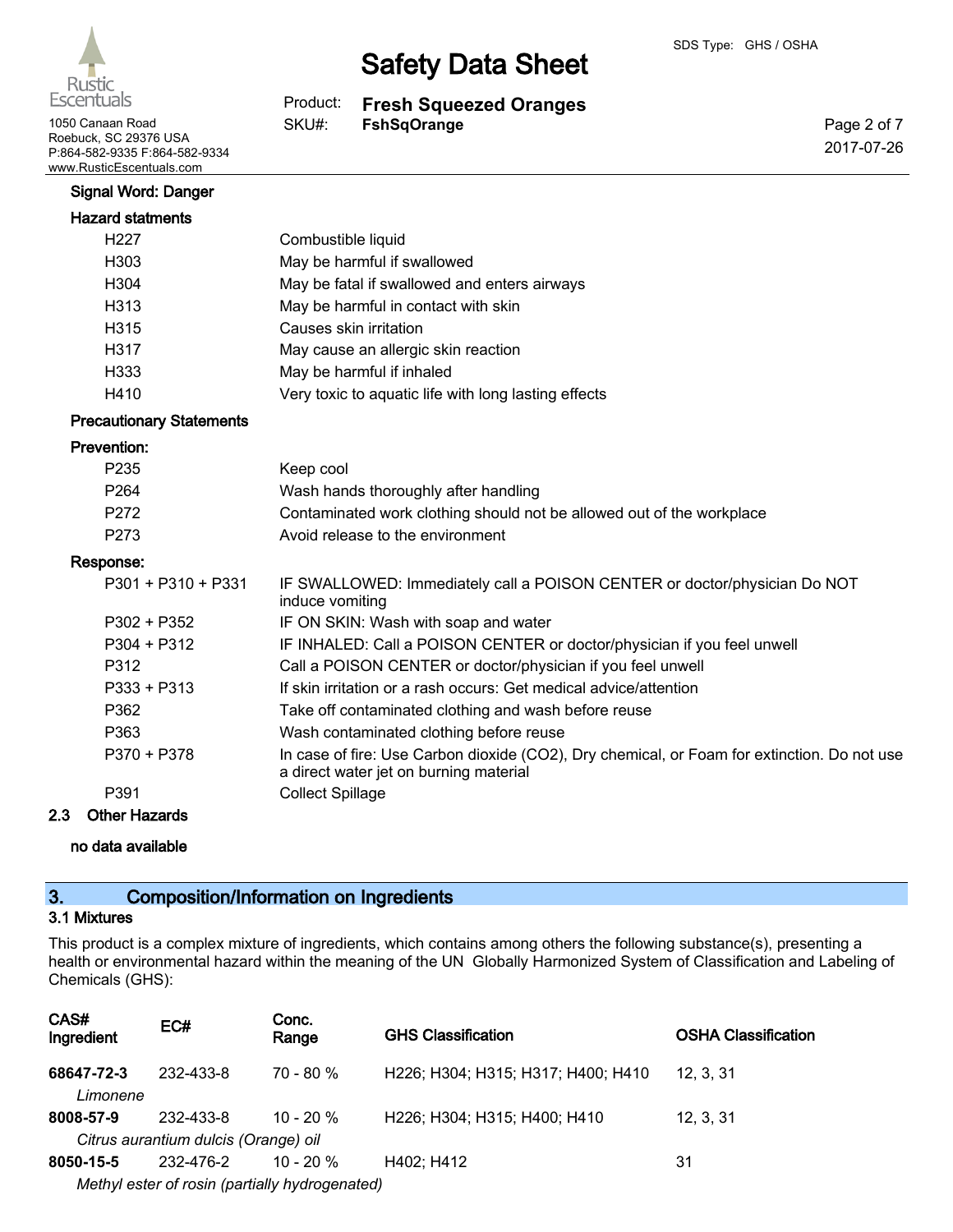**Signal Word: Danger**

**Hazard statments**

| | |
|---|---|
| H227 | Combustible liquid |
| H303 | May be harmful if swallowed |
| H304 | May be fatal if swallowed and enters airways |
| H313 | May be harmful in contact with skin |
| H315 | Causes skin irritation |
| H317 | May cause an allergic skin reaction |
| H333 | May be harmful if inhaled |
| H410 | Very toxic to aquatic life with long lasting effects |

**Precautionary Statements**

**Prevention:**

| | |
|---|---|
| P235 | Keep cool |
| P264 | Wash hands thoroughly after handling |
| P272 | Contaminated work clothing should not be allowed out of the workplace |
| P273 | Avoid release to the environment |

**Response:**

| | |
|---|---|
| P301 + P310 + P331 | IF SWALLOWED: Immediately call a POISON CENTER or doctor/physician Do NOT induce vomiting |
| P302 + P352 | IF ON SKIN: Wash with soap and water |
| P304 + P312 | IF INHALED: Call a POISON CENTER or doctor/physician if you feel unwell |
| P312 | Call a POISON CENTER or doctor/physician if you feel unwell |
| P333 + P313 | If skin irritation or a rash occurs: Get medical advice/attention |
| P362 | Take off contaminated clothing and wash before reuse |
| P363 | Wash contaminated clothing before reuse |
| P370 + P378 | In case of fire: Use Carbon dioxide ($CO_2$), Dry chemical, or Foam for extinction. Do not use a direct water jet on burning material |
| P391 | Collect Spillage |

### 2.3 Other Hazards

**no data available**

## 3. Composition/Information on Ingredients

### 3.1 Mixtures

This product is a complex mixture of ingredients, which contains among others the following substance(s), presenting a health or environmental hazard within the meaning of the UN Globally Harmonized System of Classification and Labeling of Chemicals (GHS):

| CAS# Ingredient | EC# | Conc. Range | GHS Classification | OSHA Classification |
|---|---|---|---|---|
| **68647-72-3** *Limonene* | 232-433-8 | 70 - 80 % | H226; H304; H315; H317; H400; H410 | 12, 3, 31 |
| **8008-57-9** *Citrus aurantium dulcis (Orange) oil* | 232-433-8 | 10 - 20 % | H226; H304; H315; H400; H410 | 12, 3, 31 |
| **8050-15-5** *Methyl ester of rosin (partially hydrogenated)* | 232-476-2 | 10 - 20 % | H402; H412 | 31 |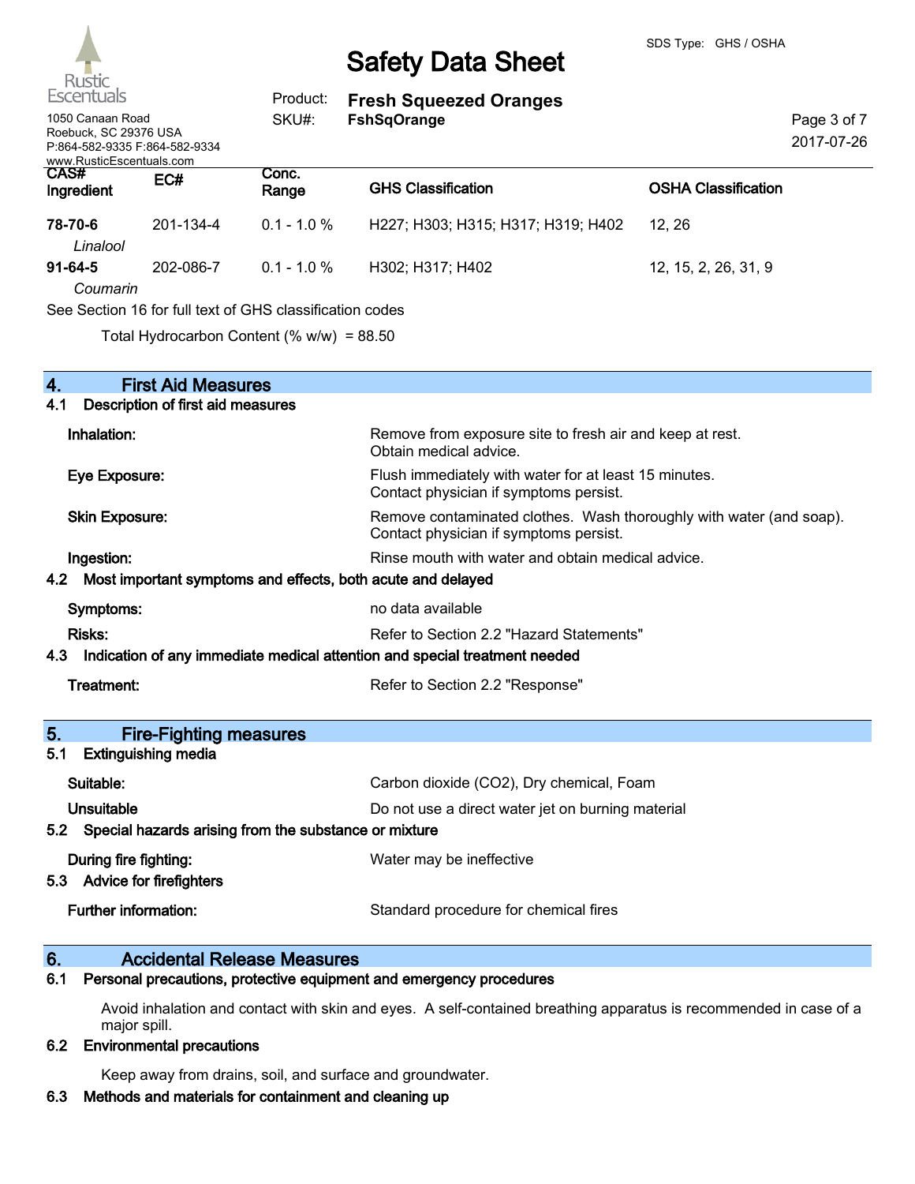| CAS# Ingredient | EC# | Conc. Range | GHS Classification | OSHA Classification |
|---|---|---|---|---|
| **78-70-6** *Linalool* | 201-134-4 | 0.1 - 1.0 % | H227; H303; H315; H317; H319; H402 | 12, 26 |
| **91-64-5** *Coumarin* | 202-086-7 | 0.1 - 1.0 % | H302; H317; H402 | 12, 15, 2, 26, 31, 9 |

See Section 16 for full text of GHS classification codes

Total Hydrocarbon Content (% w/w) = 88.50

## 4. First Aid Measures

### 4.1 Description of first aid measures

**Inhalation:** Remove from exposure site to fresh air and keep at rest. Obtain medical advice.

**Eye Exposure:** Flush immediately with water for at least 15 minutes. Contact physician if symptoms persist.

**Skin Exposure:** Remove contaminated clothes. Wash thoroughly with water (and soap). Contact physician if symptoms persist.

**Ingestion:** Rinse mouth with water and obtain medical advice.

### 4.2 Most important symptoms and effects, both acute and delayed

**Symptoms:** no data available

**Risks:** Refer to Section 2.2 "Hazard Statements"

### 4.3 Indication of any immediate medical attention and special treatment needed

**Treatment:** Refer to Section 2.2 "Response"

## 5. Fire-Fighting measures

### 5.1 Extinguishing media

**Suitable:** Carbon dioxide ($CO_2$), Dry chemical, Foam

**Unsuitable** Do not use a direct water jet on burning material

### 5.2 Special hazards arising from the substance or mixture

**During fire fighting:** Water may be ineffective

### 5.3 Advice for firefighters

**Further information:** Standard procedure for chemical fires

## 6. Accidental Release Measures

### 6.1 Personal precautions, protective equipment and emergency procedures

Avoid inhalation and contact with skin and eyes. A self-contained breathing apparatus is recommended in case of a major spill.

### 6.2 Environmental precautions

Keep away from drains, soil, and surface and groundwater.

### 6.3 Methods and materials for containment and cleaning up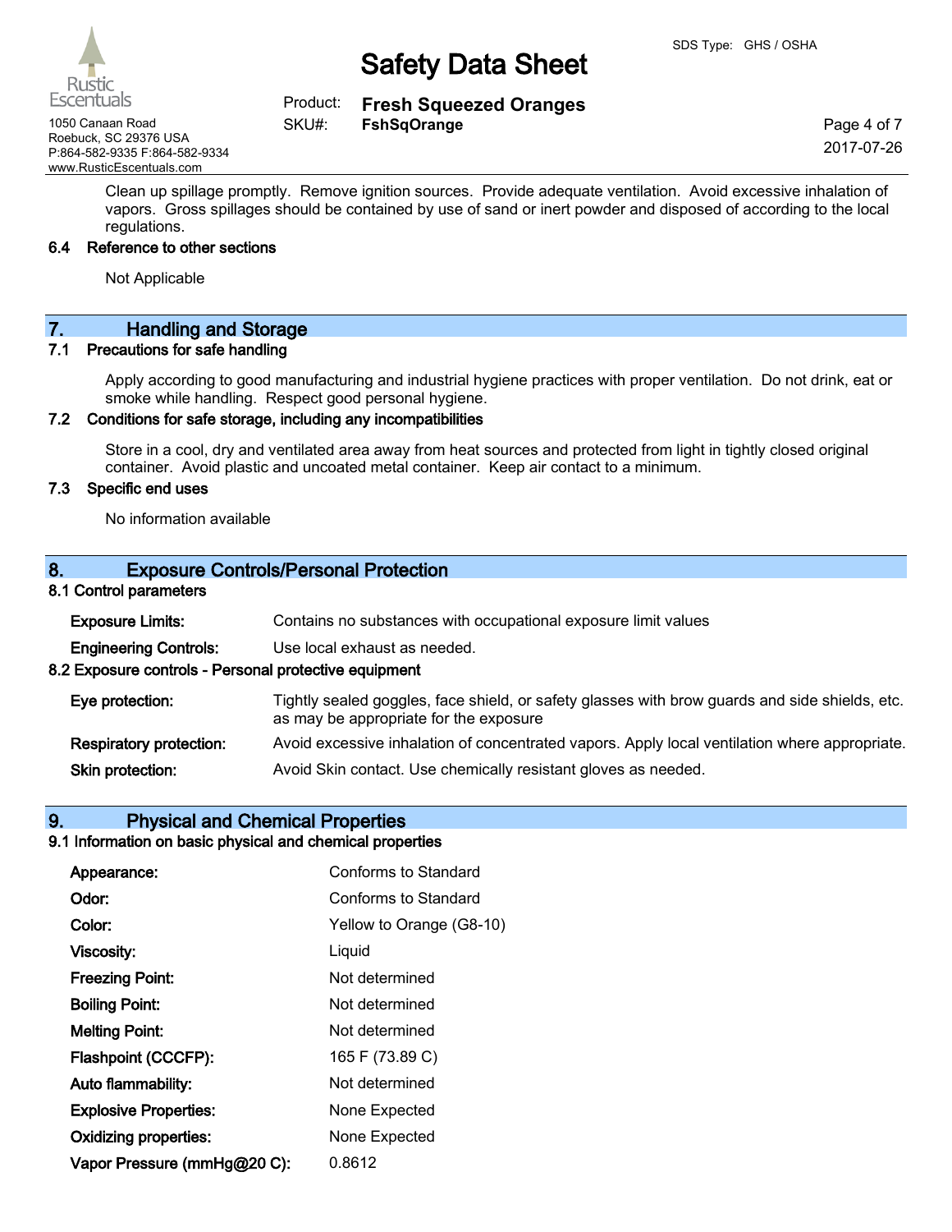Clean up spillage promptly. Remove ignition sources. Provide adequate ventilation. Avoid excessive inhalation of vapors. Gross spillages should be contained by use of sand or inert powder and disposed of according to the local regulations.

### 6.4 Reference to other sections

Not Applicable

## 7. Handling and Storage

### 7.1 Precautions for safe handling

Apply according to good manufacturing and industrial hygiene practices with proper ventilation. Do not drink, eat or smoke while handling. Respect good personal hygiene.

### 7.2 Conditions for safe storage, including any incompatibilities

Store in a cool, dry and ventilated area away from heat sources and protected from light in tightly closed original container. Avoid plastic and uncoated metal container. Keep air contact to a minimum.

### 7.3 Specific end uses

No information available

## 8. Exposure Controls/Personal Protection

### 8.1 Control parameters

| | |
|---|---|
| **Exposure Limits:** | Contains no substances with occupational exposure limit values |
| **Engineering Controls:** | Use local exhaust as needed. |

### 8.2 Exposure controls - Personal protective equipment

| | |
|---|---|
| **Eye protection:** | Tightly sealed goggles, face shield, or safety glasses with brow guards and side shields, etc. as may be appropriate for the exposure |
| **Respiratory protection:** | Avoid excessive inhalation of concentrated vapors. Apply local ventilation where appropriate. |
| **Skin protection:** | Avoid Skin contact. Use chemically resistant gloves as needed. |

## 9. Physical and Chemical Properties

### 9.1 Information on basic physical and chemical properties

| | |
|---|---|
| **Appearance:** | Conforms to Standard |
| **Odor:** | Conforms to Standard |
| **Color:** | Yellow to Orange (G8-10) |
| **Viscosity:** | Liquid |
| **Freezing Point:** | Not determined |
| **Boiling Point:** | Not determined |
| **Melting Point:** | Not determined |
| **Flashpoint (CCCFP):** | 165 F (73.89 C) |
| **Auto flammability:** | Not determined |
| **Explosive Properties:** | None Expected |
| **Oxidizing properties:** | None Expected |
| **Vapor Pressure (mmHg@20 C):** | 0.8612 |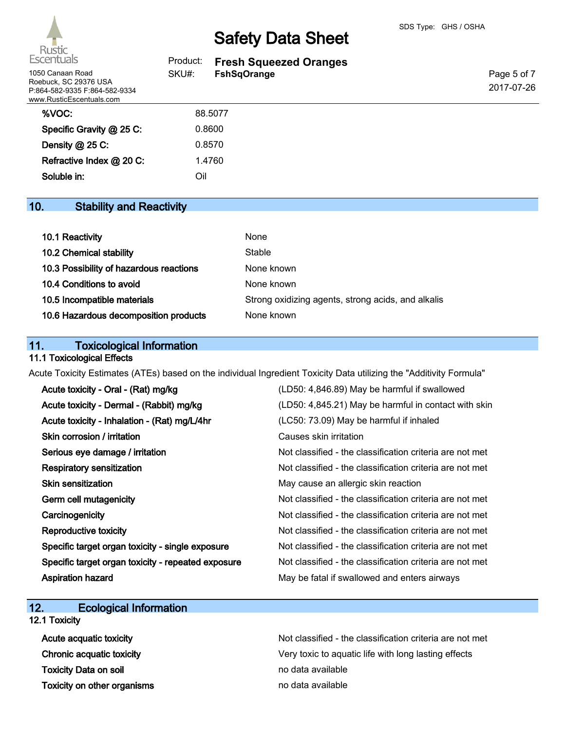| | |
|---|---|
| **%VOC:** | 88.5077 |
| **Specific Gravity @ 25 C:** | 0.8600 |
| **Density @ 25 C:** | 0.8570 |
| **Refractive Index @ 20 C:** | 1.4760 |
| **Soluble in:** | Oil |

## 10. Stability and Reactivity

| | |
|---|---|
| **10.1 Reactivity** | None |
| **10.2 Chemical stability** | Stable |
| **10.3 Possibility of hazardous reactions** | None known |
| **10.4 Conditions to avoid** | None known |
| **10.5 Incompatible materials** | Strong oxidizing agents, strong acids, and alkalis |
| **10.6 Hazardous decomposition products** | None known |

## 11. Toxicological Information

### 11.1 Toxicological Effects

Acute Toxicity Estimates (ATEs) based on the individual Ingredient Toxicity Data utilizing the "Additivity Formula"

| | |
|---|---|
| **Acute toxicity - Oral - (Rat) mg/kg** | (LD50: 4,846.89) May be harmful if swallowed |
| **Acute toxicity - Dermal - (Rabbit) mg/kg** | (LD50: 4,845.21) May be harmful in contact with skin |
| **Acute toxicity - Inhalation - (Rat) mg/L/4hr** | (LC50: 73.09) May be harmful if inhaled |
| **Skin corrosion / irritation** | Causes skin irritation |
| **Serious eye damage / irritation** | Not classified - the classification criteria are not met |
| **Respiratory sensitization** | Not classified - the classification criteria are not met |
| **Skin sensitization** | May cause an allergic skin reaction |
| **Germ cell mutagenicity** | Not classified - the classification criteria are not met |
| **Carcinogenicity** | Not classified - the classification criteria are not met |
| **Reproductive toxicity** | Not classified - the classification criteria are not met |
| **Specific target organ toxicity - single exposure** | Not classified - the classification criteria are not met |
| **Specific target organ toxicity - repeated exposure** | Not classified - the classification criteria are not met |
| **Aspiration hazard** | May be fatal if swallowed and enters airways |

## 12. Ecological Information

### 12.1 Toxicity

| | |
|---|---|
| **Acute acquatic toxicity** | Not classified - the classification criteria are not met |
| **Chronic acquatic toxicity** | Very toxic to aquatic life with long lasting effects |
| **Toxicity Data on soil** | no data available |
| **Toxicity on other organisms** | no data available |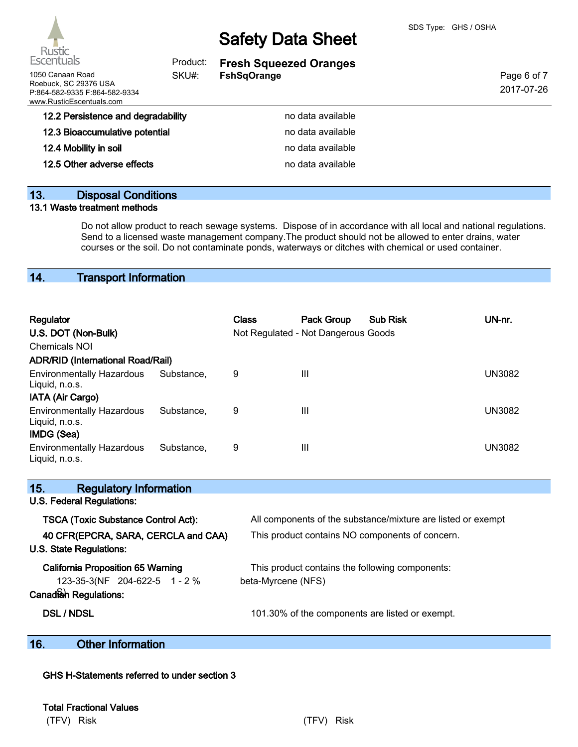12.2 Persistence and degradability — no data available

12.3 Bioaccumulative potential — no data available

12.4 Mobility in soil — no data available

12.5 Other adverse effects — no data available

## 13. Disposal Conditions

### 13.1 Waste treatment methods

Do not allow product to reach sewage systems. Dispose of in accordance with all local and national regulations. Send to a licensed waste management company.The product should not be allowed to enter drains, water courses or the soil. Do not contaminate ponds, waterways or ditches with chemical or used container.

## 14. Transport Information

| Regulator | Class | Pack Group | Sub Risk | UN-nr. |
|---|---|---|---|---|
| **U.S. DOT (Non-Bulk)** | Not Regulated - Not Dangerous Goods | | | |
| Chemicals NOI | | | | |
| **ADR/RID (International Road/Rail)** | | | | |
| Environmentally Hazardous Substance, Liquid, n.o.s. | 9 | III | | UN3082 |
| **IATA (Air Cargo)** | | | | |
| Environmentally Hazardous Substance, Liquid, n.o.s. | 9 | III | | UN3082 |
| **IMDG (Sea)** | | | | |
| Environmentally Hazardous Substance, Liquid, n.o.s. | 9 | III | | UN3082 |

## 15. Regulatory Information

**U.S. Federal Regulations:**

**TSCA (Toxic Substance Control Act):** All components of the substance/mixture are listed or exempt

**40 CFR(EPCRA, SARA, CERCLA and CAA)** This product contains NO components of concern.

**U.S. State Regulations:**

**California Proposition 65 Warning** This product contains the following components:

123-35-3(NFS) 204-622-5 1 - 2 % beta-Myrcene (NFS)

**Canadian Regulations:**

**DSL / NDSL** 101.30% of the components are listed or exempt.

## 16. Other Information

**GHS H-Statements referred to under section 3**

**Total Fractional Values**

(TFV) Risk (TFV) Risk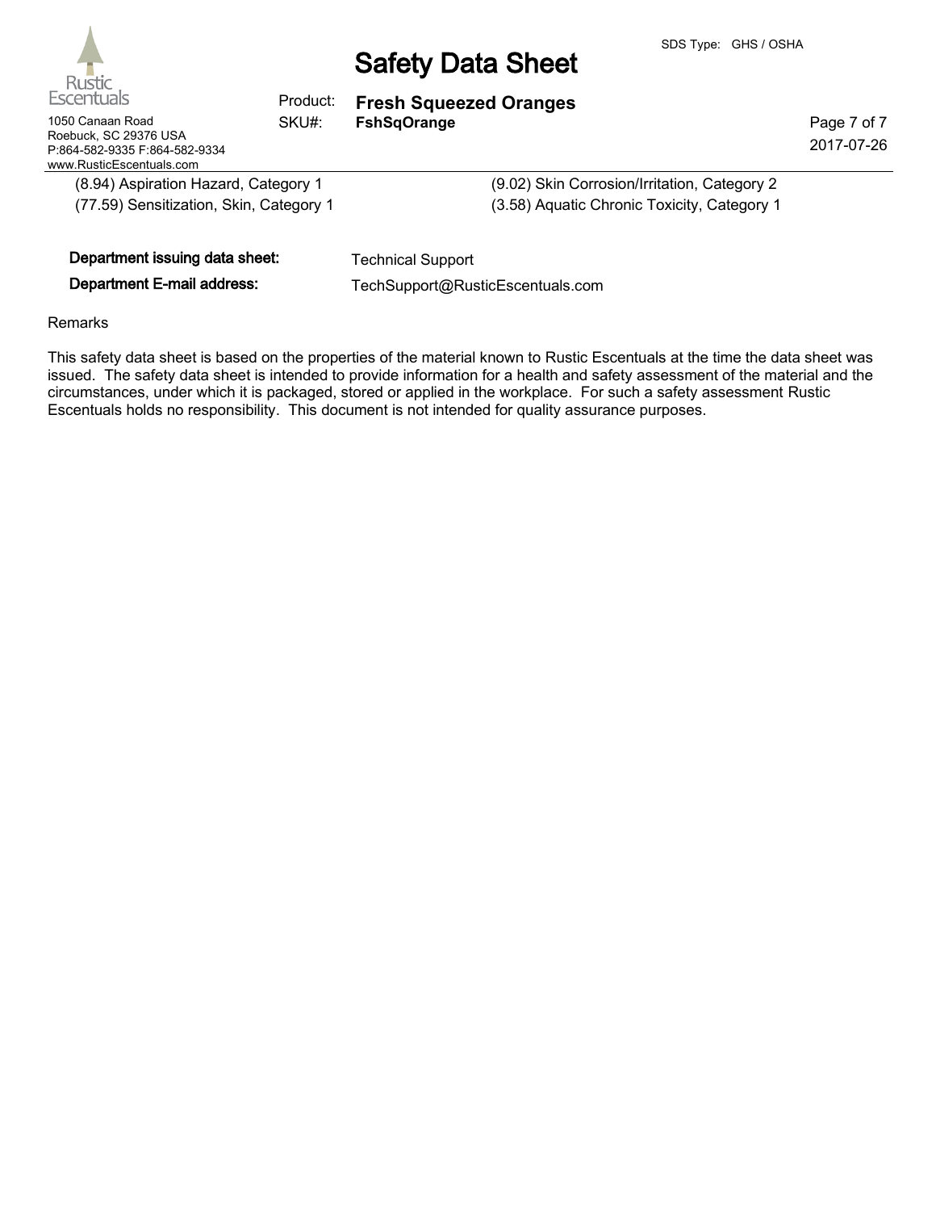(8.94) Aspiration Hazard, Category 1

(9.02) Skin Corrosion/Irritation, Category 2

(77.59) Sensitization, Skin, Category 1

(3.58) Aquatic Chronic Toxicity, Category 1

**Department issuing data sheet:** Technical Support

**Department E-mail address:** TechSupport@RusticEscentuals.com

Remarks

This safety data sheet is based on the properties of the material known to Rustic Escentuals at the time the data sheet was issued. The safety data sheet is intended to provide information for a health and safety assessment of the material and the circumstances, under which it is packaged, stored or applied in the workplace. For such a safety assessment Rustic Escentuals holds no responsibility. This document is not intended for quality assurance purposes.